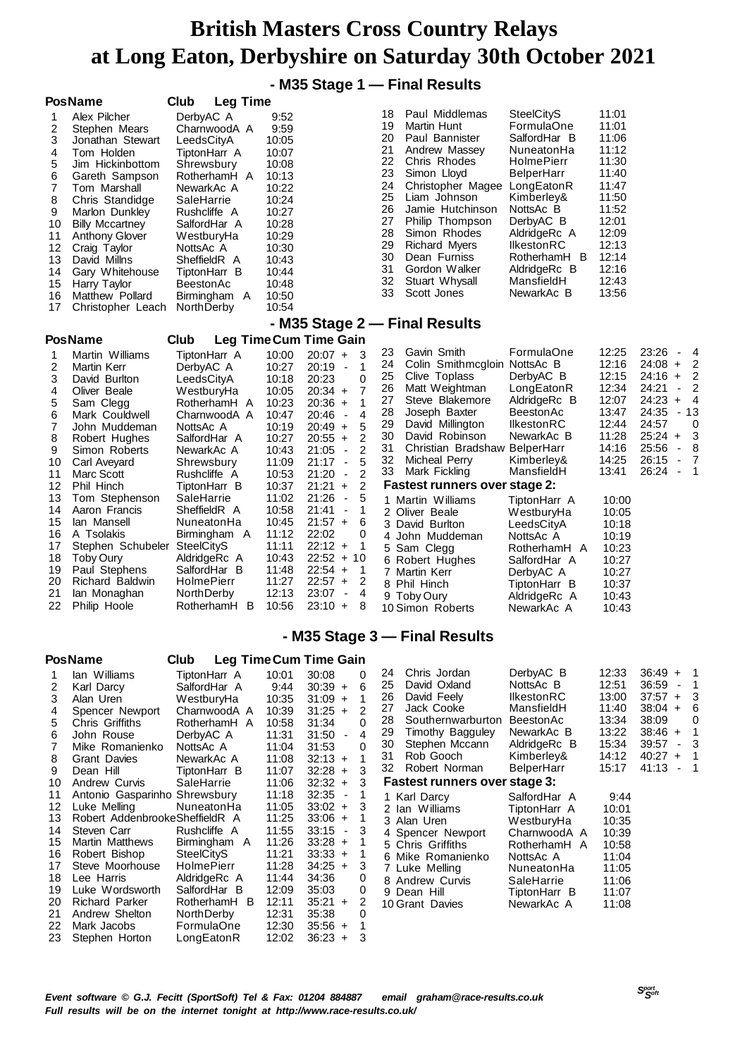# British Masters Cross Country Relays at Long Eaton, Derbyshire on Saturday 30th October 2021

## - M35 Stage 1 — Final Results

| Pos | Name | Club | Leg Time |
|---|---|---|---|
| 1 | Alex Pilcher | DerbyAC A | 9:52 |
| 2 | Stephen Mears | CharnwoodA A | 9:59 |
| 3 | Jonathan Stewart | LeedsCityA | 10:05 |
| 4 | Tom Holden | TiptonHarr A | 10:07 |
| 5 | Jim Hickinbottom | Shrewsbury | 10:08 |
| 6 | Gareth Sampson | RotherhamH A | 10:13 |
| 7 | Tom Marshall | NewarkAc A | 10:22 |
| 8 | Chris Standidge | SaleHarrie | 10:24 |
| 9 | Marlon Dunkley | Rushcliffe A | 10:27 |
| 10 | Billy Mccartney | SalfordHar A | 10:28 |
| 11 | Anthony Glover | WestburyHa | 10:29 |
| 12 | Craig Taylor | NottsAc A | 10:30 |
| 13 | David Millns | SheffieldR A | 10:43 |
| 14 | Gary Whitehouse | TiptonHarr B | 10:44 |
| 15 | Harry Taylor | BeestonAc | 10:48 |
| 16 | Matthew Pollard | Birmingham A | 10:50 |
| 17 | Christopher Leach | NorthDerby | 10:54 |
| 18 | Paul Middlemas | SteelCityS | 11:01 |
| 19 | Martin Hunt | FormulaOne | 11:01 |
| 20 | Paul Bannister | SalfordHar B | 11:06 |
| 21 | Andrew Massey | NuneatonHa | 11:12 |
| 22 | Chris Rhodes | HolmePierr | 11:30 |
| 23 | Simon Lloyd | BelperHarr | 11:40 |
| 24 | Christopher Magee | LongEatonR | 11:47 |
| 25 | Liam Johnson | Kimberley& | 11:50 |
| 26 | Jamie Hutchinson | NottsAc B | 11:52 |
| 27 | Philip Thompson | DerbyAC B | 12:01 |
| 28 | Simon Rhodes | AldridgeRc A | 12:09 |
| 29 | Richard Myers | IlkestonRC | 12:13 |
| 30 | Dean Furniss | RotherhamH B | 12:14 |
| 31 | Gordon Walker | AldridgeRc B | 12:16 |
| 32 | Stuart Whysall | MansfieldH | 12:43 |
| 33 | Scott Jones | NewarkAc B | 13:56 |

## - M35 Stage 2 — Final Results

| Pos | Name | Club | Leg Time | Cum Time | Gain |
|---|---|---|---|---|---|
| 1 | Martin Williams | TiptonHarr A | 10:00 | 20:07 | + 3 |
| 2 | Martin Kerr | DerbyAC A | 10:27 | 20:19 | - 1 |
| 3 | David Burlton | LeedsCityA | 10:18 | 20:23 | 0 |
| 4 | Oliver Beale | WestburyHa | 10:05 | 20:34 | + 7 |
| 5 | Sam Clegg | RotherhamH A | 10:23 | 20:36 | + 1 |
| 6 | Mark Couldwell | CharnwoodA A | 10:47 | 20:46 | - 4 |
| 7 | John Muddeman | NottsAc A | 10:19 | 20:49 | + 5 |
| 8 | Robert Hughes | SalfordHar A | 10:27 | 20:55 | + 2 |
| 9 | Simon Roberts | NewarkAc A | 10:43 | 21:05 | - 2 |
| 10 | Carl Aveyard | Shrewsbury | 11:09 | 21:17 | - 5 |
| 11 | Marc Scott | Rushcliffe A | 10:53 | 21:20 | - 2 |
| 12 | Phil Hinch | TiptonHarr B | 10:37 | 21:21 | + 2 |
| 13 | Tom Stephenson | SaleHarrie | 11:02 | 21:26 | - 5 |
| 14 | Aaron Francis | SheffieldR A | 10:58 | 21:41 | - 1 |
| 15 | Ian Mansell | NuneatonHa | 10:45 | 21:57 | + 6 |
| 16 | A Tsolakis | Birmingham A | 11:12 | 22:02 | 0 |
| 17 | Stephen Schubeler | SteelCityS | 11:11 | 22:12 | + 1 |
| 18 | Toby Oury | AldridgeRc A | 10:43 | 22:52 | + 10 |
| 19 | Paul Stephens | SalfordHar B | 11:48 | 22:54 | + 1 |
| 20 | Richard Baldwin | HolmePierr | 11:27 | 22:57 | + 2 |
| 21 | Ian Monaghan | NorthDerby | 12:13 | 23:07 | - 4 |
| 22 | Philip Hoole | RotherhamH B | 10:56 | 23:10 | + 8 |
| 23 | Gavin Smith | FormulaOne | 12:25 | 23:26 | - 4 |
| 24 | Colin Smithmcgloin | NottsAc B | 12:16 | 24:08 | + 2 |
| 25 | Clive Toplass | DerbyAC B | 12:15 | 24:16 | + 2 |
| 26 | Matt Weightman | LongEatonR | 12:34 | 24:21 | - 2 |
| 27 | Steve Blakemore | AldridgeRc B | 12:07 | 24:23 | + 4 |
| 28 | Joseph Baxter | BeestonAc | 13:47 | 24:35 | - 13 |
| 29 | David Millington | IlkestonRC | 12:44 | 24:57 | 0 |
| 30 | David Robinson | NewarkAc B | 11:28 | 25:24 | + 3 |
| 31 | Christian Bradshaw | BelperHarr | 14:16 | 25:56 | - 8 |
| 32 | Micheal Perry | Kimberley& | 14:25 | 26:15 | - 7 |
| 33 | Mark Fickling | MansfieldH | 13:41 | 26:24 | - 1 |

**Fastest runners over stage 2:**

| | Name | Club | Time |
|---|---|---|---|
| 1 | Martin Williams | TiptonHarr A | 10:00 |
| 2 | Oliver Beale | WestburyHa | 10:05 |
| 3 | David Burlton | LeedsCityA | 10:18 |
| 4 | John Muddeman | NottsAc A | 10:19 |
| 5 | Sam Clegg | RotherhamH A | 10:23 |
| 6 | Robert Hughes | SalfordHar A | 10:27 |
| 7 | Martin Kerr | DerbyAC A | 10:27 |
| 8 | Phil Hinch | TiptonHarr B | 10:37 |
| 9 | Toby Oury | AldridgeRc A | 10:43 |
| 10 | Simon Roberts | NewarkAc A | 10:43 |

## - M35 Stage 3 — Final Results

| Pos | Name | Club | Leg Time | Cum Time | Gain |
|---|---|---|---|---|---|
| 1 | Ian Williams | TiptonHarr A | 10:01 | 30:08 | 0 |
| 2 | Karl Darcy | SalfordHar A | 9:44 | 30:39 | + 6 |
| 3 | Alan Uren | WestburyHa | 10:35 | 31:09 | + 1 |
| 4 | Spencer Newport | CharnwoodA A | 10:39 | 31:25 | + 2 |
| 5 | Chris Griffiths | RotherhamH A | 10:58 | 31:34 | 0 |
| 6 | John Rouse | DerbyAC A | 11:31 | 31:50 | - 4 |
| 7 | Mike Romanienko | NottsAc A | 11:04 | 31:53 | 0 |
| 8 | Grant Davies | NewarkAc A | 11:08 | 32:13 | + 1 |
| 9 | Dean Hill | TiptonHarr B | 11:07 | 32:28 | + 3 |
| 10 | Andrew Curvis | SaleHarrie | 11:06 | 32:32 | + 3 |
| 11 | Antonio Gasparino | Shrewsbury | 11:18 | 32:35 | - 1 |
| 12 | Luke Melling | NuneatonHa | 11:05 | 33:02 | + 3 |
| 13 | Robert Addenbrooke | SheffieldR A | 11:25 | 33:06 | + 1 |
| 14 | Steven Carr | Rushcliffe A | 11:55 | 33:15 | - 3 |
| 15 | Martin Matthews | Birmingham A | 11:26 | 33:28 | + 1 |
| 16 | Robert Bishop | SteelCityS | 11:21 | 33:33 | + 1 |
| 17 | Steve Moorhouse | HolmePierr | 11:28 | 34:25 | + 3 |
| 18 | Lee Harris | AldridgeRc A | 11:44 | 34:36 | 0 |
| 19 | Luke Wordsworth | SalfordHar B | 12:09 | 35:03 | 0 |
| 20 | Richard Parker | RotherhamH B | 12:11 | 35:21 | + 2 |
| 21 | Andrew Shelton | NorthDerby | 12:31 | 35:38 | 0 |
| 22 | Mark Jacobs | FormulaOne | 12:30 | 35:56 | + 1 |
| 23 | Stephen Horton | LongEatonR | 12:02 | 36:23 | + 3 |
| 24 | Chris Jordan | DerbyAC B | 12:33 | 36:49 | + 1 |
| 25 | David Oxland | NottsAc B | 12:51 | 36:59 | - 1 |
| 26 | David Feely | IlkestonRC | 13:00 | 37:57 | + 3 |
| 27 | Jack Cooke | MansfieldH | 11:40 | 38:04 | + 6 |
| 28 | Southernwarburton | BeestonAc | 13:34 | 38:09 | 0 |
| 29 | Timothy Bagguley | NewarkAc B | 13:22 | 38:46 | + 1 |
| 30 | Stephen Mccann | AldridgeRc B | 15:34 | 39:57 | - 3 |
| 31 | Rob Gooch | Kimberley& | 14:12 | 40:27 | + 1 |
| 32 | Robert Norman | BelperHarr | 15:17 | 41:13 | - 1 |

**Fastest runners over stage 3:**

| | Name | Club | Time |
|---|---|---|---|
| 1 | Karl Darcy | SalfordHar A | 9:44 |
| 2 | Ian Williams | TiptonHarr A | 10:01 |
| 3 | Alan Uren | WestburyHa | 10:35 |
| 4 | Spencer Newport | CharnwoodA A | 10:39 |
| 5 | Chris Griffiths | RotherhamH A | 10:58 |
| 6 | Mike Romanienko | NottsAc A | 11:04 |
| 7 | Luke Melling | NuneatonHa | 11:05 |
| 8 | Andrew Curvis | SaleHarrie | 11:06 |
| 9 | Dean Hill | TiptonHarr B | 11:07 |
| 10 | Grant Davies | NewarkAc A | 11:08 |

*Event software © G.J. Fecitt (SportSoft) Tel & Fax: 01204 884887 email graham@race-results.co.uk*
*Full results will be on the internet tonight at http://www.race-results.co.uk/*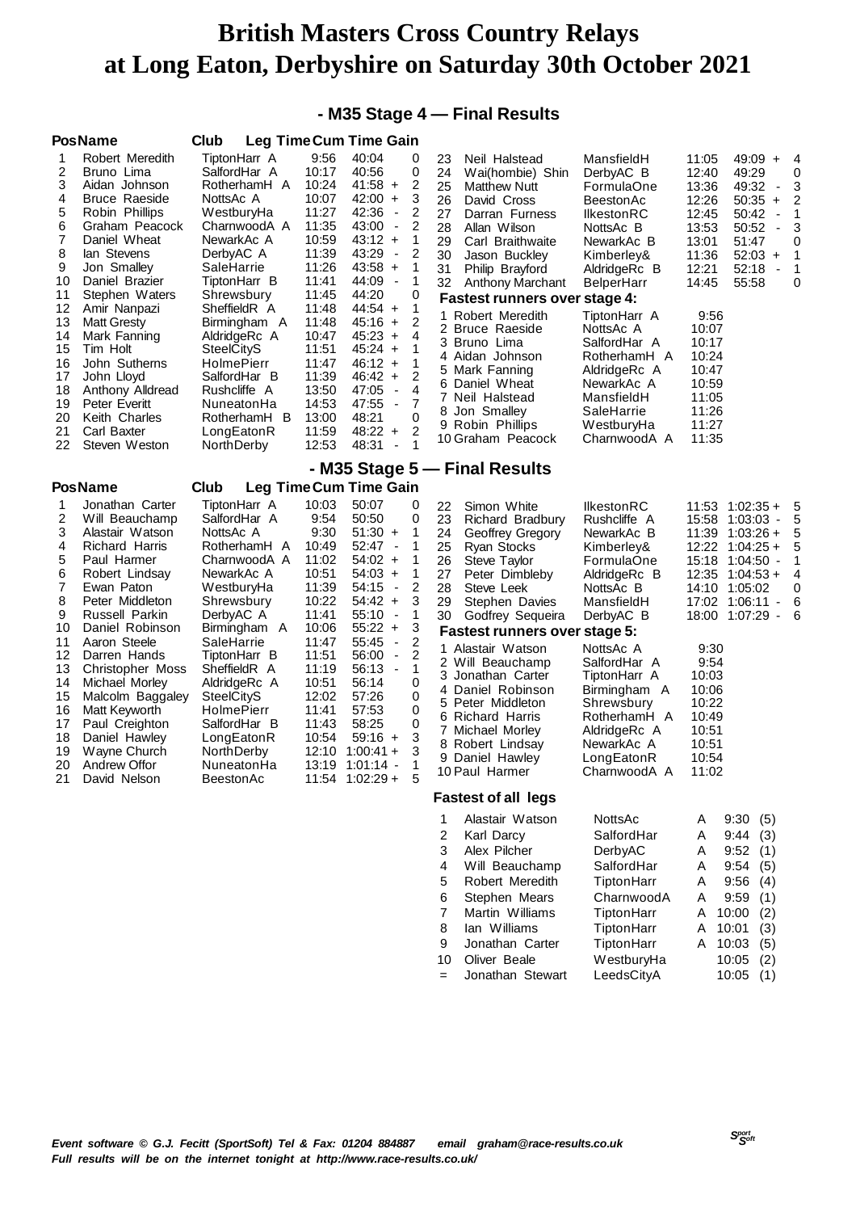# British Masters Cross Country Relays at Long Eaton, Derbyshire on Saturday 30th October 2021

## - M35 Stage 4 — Final Results

| Pos | Name | Club | Leg Time | Cum Time | Gain |
|---|---|---|---|---|---|
| 1 | Robert Meredith | TiptonHarr A | 9:56 | 40:04 | 0 |
| 2 | Bruno Lima | SalfordHar A | 10:17 | 40:56 | 0 |
| 3 | Aidan Johnson | RotherhamH A | 10:24 | 41:58 + | 2 |
| 4 | Bruce Raeside | NottsAc A | 10:07 | 42:00 + | 3 |
| 5 | Robin Phillips | WestburyHa | 11:27 | 42:36 - | 2 |
| 6 | Graham Peacock | CharnwoodA A | 11:35 | 43:00 - | 2 |
| 7 | Daniel Wheat | NewarkAc A | 10:59 | 43:12 + | 1 |
| 8 | Ian Stevens | DerbyAC A | 11:39 | 43:29 - | 2 |
| 9 | Jon Smalley | SaleHarrie | 11:26 | 43:58 + | 1 |
| 10 | Daniel Brazier | TiptonHarr B | 11:41 | 44:09 - | 1 |
| 11 | Stephen Waters | Shrewsbury | 11:45 | 44:20 | 0 |
| 12 | Amir Nanpazi | SheffieldR A | 11:48 | 44:54 + | 1 |
| 13 | Matt Gresty | Birmingham A | 11:48 | 45:16 + | 2 |
| 14 | Mark Fanning | AldridgeRc A | 10:47 | 45:23 + | 4 |
| 15 | Tim Holt | SteelCityS | 11:51 | 45:24 + | 1 |
| 16 | John Sutherns | HolmePierr | 11:47 | 46:12 + | 1 |
| 17 | John Lloyd | SalfordHar B | 11:39 | 46:42 + | 2 |
| 18 | Anthony Alldread | Rushcliffe A | 13:50 | 47:05 - | 4 |
| 19 | Peter Everitt | NuneatonHa | 14:53 | 47:55 - | 7 |
| 20 | Keith Charles | RotherhamH B | 13:00 | 48:21 | 0 |
| 21 | Carl Baxter | LongEatonR | 11:59 | 48:22 + | 2 |
| 22 | Steven Weston | NorthDerby | 12:53 | 48:31 - | 1 |
| 23 | Neil Halstead | MansfieldH | 11:05 | 49:09 + | 4 |
| 24 | Wai(hombie) Shin | DerbyAC B | 12:40 | 49:29 | 0 |
| 25 | Matthew Nutt | FormulaOne | 13:36 | 49:32 - | 3 |
| 26 | David Cross | BeestonAc | 12:26 | 50:35 + | 2 |
| 27 | Darran Furness | IlkestonRC | 12:45 | 50:42 - | 1 |
| 28 | Allan Wilson | NottsAc B | 13:53 | 50:52 - | 3 |
| 29 | Carl Braithwaite | NewarkAc B | 13:01 | 51:47 | 0 |
| 30 | Jason Buckley | Kimberley& | 11:36 | 52:03 + | 1 |
| 31 | Philip Brayford | AldridgeRc B | 12:21 | 52:18 - | 1 |
| 32 | Anthony Marchant | BelperHarr | 14:45 | 55:58 | 0 |

### Fastest runners over stage 4:

| | Name | Club | Time |
|---|---|---|---|
| 1 | Robert Meredith | TiptonHarr A | 9:56 |
| 2 | Bruce Raeside | NottsAc A | 10:07 |
| 3 | Bruno Lima | SalfordHar A | 10:17 |
| 4 | Aidan Johnson | RotherhamH A | 10:24 |
| 5 | Mark Fanning | AldridgeRc A | 10:47 |
| 6 | Daniel Wheat | NewarkAc A | 10:59 |
| 7 | Neil Halstead | MansfieldH | 11:05 |
| 8 | Jon Smalley | SaleHarrie | 11:26 |
| 9 | Robin Phillips | WestburyHa | 11:27 |
| 10 | Graham Peacock | CharnwoodA A | 11:35 |

## - M35 Stage 5 — Final Results

| Pos | Name | Club | Leg Time | Cum Time | Gain |
|---|---|---|---|---|---|
| 1 | Jonathan Carter | TiptonHarr A | 10:03 | 50:07 | 0 |
| 2 | Will Beauchamp | SalfordHar A | 9:54 | 50:50 | 0 |
| 3 | Alastair Watson | NottsAc A | 9:30 | 51:30 + | 1 |
| 4 | Richard Harris | RotherhamH A | 10:49 | 52:47 - | 1 |
| 5 | Paul Harmer | CharnwoodA A | 11:02 | 54:02 + | 1 |
| 6 | Robert Lindsay | NewarkAc A | 10:51 | 54:03 + | 1 |
| 7 | Ewan Paton | WestburyHa | 11:39 | 54:15 - | 2 |
| 8 | Peter Middleton | Shrewsbury | 10:22 | 54:42 + | 3 |
| 9 | Russell Parkin | DerbyAC A | 11:41 | 55:10 - | 1 |
| 10 | Daniel Robinson | Birmingham A | 10:06 | 55:22 + | 3 |
| 11 | Aaron Steele | SaleHarrie | 11:47 | 55:45 - | 2 |
| 12 | Darren Hands | TiptonHarr B | 11:51 | 56:00 - | 2 |
| 13 | Christopher Moss | SheffieldR A | 11:19 | 56:13 - | 1 |
| 14 | Michael Morley | AldridgeRc A | 10:51 | 56:14 | 0 |
| 15 | Malcolm Baggaley | SteelCityS | 12:02 | 57:26 | 0 |
| 16 | Matt Keyworth | HolmePierr | 11:41 | 57:53 | 0 |
| 17 | Paul Creighton | SalfordHar B | 11:43 | 58:25 | 0 |
| 18 | Daniel Hawley | LongEatonR | 10:54 | 59:16 + | 3 |
| 19 | Wayne Church | NorthDerby | 12:10 | 1:00:41 + | 3 |
| 20 | Andrew Offor | NuneatonHa | 13:19 | 1:01:14 - | 1 |
| 21 | David Nelson | BeestonAc | 11:54 | 1:02:29 + | 5 |
| 22 | Simon White | IlkestonRC | 11:53 | 1:02:35 + | 5 |
| 23 | Richard Bradbury | Rushcliffe A | 15:58 | 1:03:03 - | 5 |
| 24 | Geoffrey Gregory | NewarkAc B | 11:39 | 1:03:26 + | 5 |
| 25 | Ryan Stocks | Kimberley& | 12:22 | 1:04:25 + | 5 |
| 26 | Steve Taylor | FormulaOne | 15:18 | 1:04:50 - | 1 |
| 27 | Peter Dimbleby | AldridgeRc B | 12:35 | 1:04:53 + | 4 |
| 28 | Steve Leek | NottsAc B | 14:10 | 1:05:02 | 0 |
| 29 | Stephen Davies | MansfieldH | 17:02 | 1:06:11 - | 6 |
| 30 | Godfrey Sequeira | DerbyAC B | 18:00 | 1:07:29 - | 6 |

### Fastest runners over stage 5:

| | Name | Club | Time |
|---|---|---|---|
| 1 | Alastair Watson | NottsAc A | 9:30 |
| 2 | Will Beauchamp | SalfordHar A | 9:54 |
| 3 | Jonathan Carter | TiptonHarr A | 10:03 |
| 4 | Daniel Robinson | Birmingham A | 10:06 |
| 5 | Peter Middleton | Shrewsbury | 10:22 |
| 6 | Richard Harris | RotherhamH A | 10:49 |
| 7 | Michael Morley | AldridgeRc A | 10:51 |
| 8 | Robert Lindsay | NewarkAc A | 10:51 |
| 9 | Daniel Hawley | LongEatonR | 10:54 |
| 10 | Paul Harmer | CharnwoodA A | 11:02 |

### Fastest of all legs

| | Name | Club | Team | Time | Leg |
|---|---|---|---|---|---|
| 1 | Alastair Watson | NottsAc | A | 9:30 | (5) |
| 2 | Karl Darcy | SalfordHar | A | 9:44 | (3) |
| 3 | Alex Pilcher | DerbyAC | A | 9:52 | (1) |
| 4 | Will Beauchamp | SalfordHar | A | 9:54 | (5) |
| 5 | Robert Meredith | TiptonHarr | A | 9:56 | (4) |
| 6 | Stephen Mears | CharnwoodA | A | 9:59 | (1) |
| 7 | Martin Williams | TiptonHarr | A | 10:00 | (2) |
| 8 | Ian Williams | TiptonHarr | A | 10:01 | (3) |
| 9 | Jonathan Carter | TiptonHarr | A | 10:03 | (5) |
| 10 | Oliver Beale | WestburyHa | | 10:05 | (2) |
| = | Jonathan Stewart | LeedsCityA | | 10:05 | (1) |

*Event software © G.J. Fecitt (SportSoft) Tel & Fax: 01204 884887 email graham@race-results.co.uk*
*Full results will be on the internet tonight at http://www.race-results.co.uk/*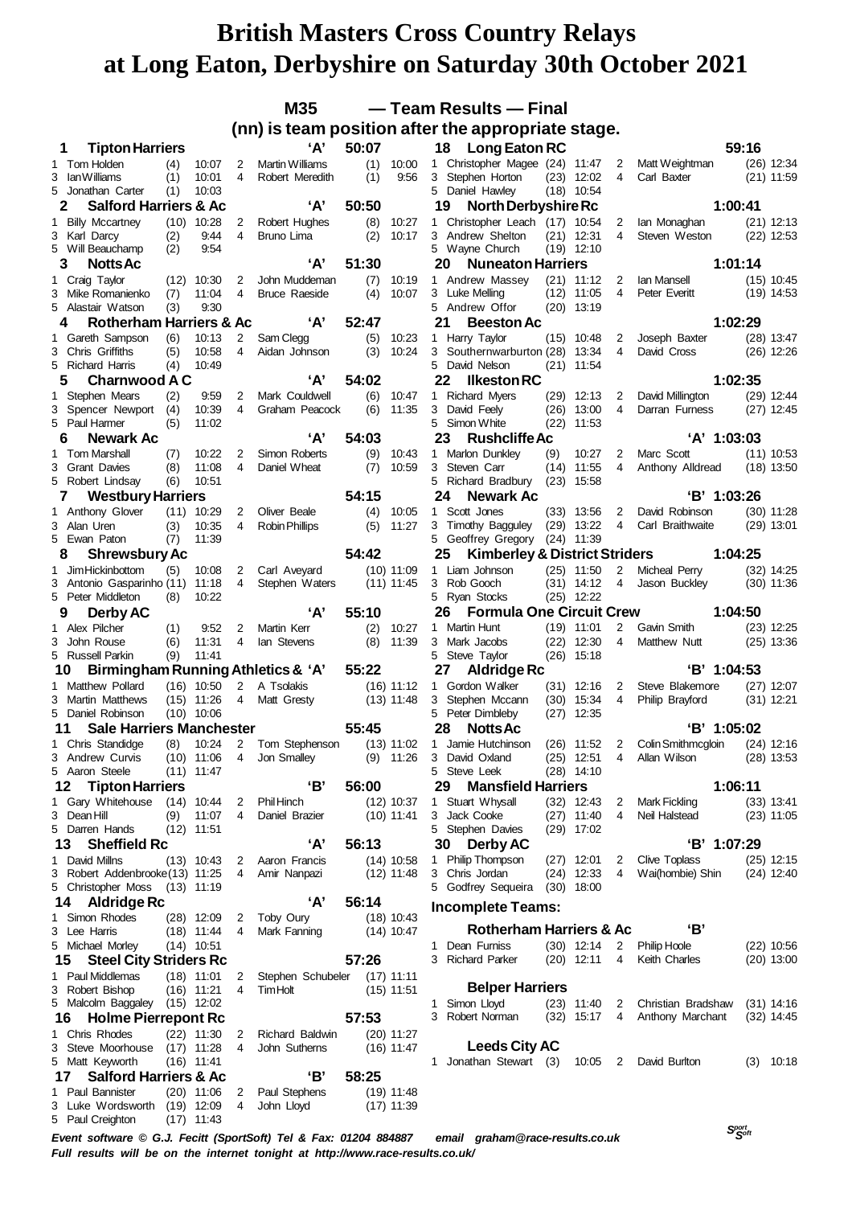# British Masters Cross Country Relays at Long Eaton, Derbyshire on Saturday 30th October 2021

## M35 — Team Results — Final

(nn) is team position after the appropriate stage.

**1 Tipton Harriers 'A' 50:07**
1 Tom Holden (4) 10:07 2 Martin Williams (1) 10:00
3 Ian Williams (1) 10:01 4 Robert Meredith (1) 9:56
5 Jonathan Carter (1) 10:03

**2 Salford Harriers & Ac 'A' 50:50**
1 Billy Mccartney (10) 10:28 2 Robert Hughes (8) 10:27
3 Karl Darcy (2) 9:44 4 Bruno Lima (2) 10:17
5 Will Beauchamp (2) 9:54

**3 Notts Ac 'A' 51:30**
1 Craig Taylor (12) 10:30 2 John Muddeman (7) 10:19
3 Mike Romanienko (7) 11:04 4 Bruce Raeside (4) 10:07
5 Alastair Watson (3) 9:30

**4 Rotherham Harriers & Ac 'A' 52:47**
1 Gareth Sampson (6) 10:13 2 Sam Clegg (5) 10:23
3 Chris Griffiths (5) 10:58 4 Aidan Johnson (3) 10:24
5 Richard Harris (4) 10:49

**5 Charnwood A C 'A' 54:02**
1 Stephen Mears (2) 9:59 2 Mark Couldwell (6) 10:47
3 Spencer Newport (4) 10:39 4 Graham Peacock (6) 11:35
5 Paul Harmer (5) 11:02

**6 Newark Ac 'A' 54:03**
1 Tom Marshall (7) 10:22 2 Simon Roberts (9) 10:43
3 Grant Davies (8) 11:08 4 Daniel Wheat (7) 10:59
5 Robert Lindsay (6) 10:51

**7 Westbury Harriers 54:15**
1 Anthony Glover (11) 10:29 2 Oliver Beale (4) 10:05
3 Alan Uren (3) 10:35 4 Robin Phillips (5) 11:27
5 Ewan Paton (7) 11:39

**8 Shrewsbury Ac 54:42**
1 Jim Hickinbottom (5) 10:08 2 Carl Aveyard (10) 11:09
3 Antonio Gasparinho (11) 11:18 4 Stephen Waters (11) 11:45
5 Peter Middleton (8) 10:22

**9 Derby AC 'A' 55:10**
1 Alex Pilcher (1) 9:52 2 Martin Kerr (2) 10:27
3 John Rouse (6) 11:31 4 Ian Stevens (8) 11:39
5 Russell Parkin (9) 11:41

**10 Birmingham Running Athletics & 'A' 55:22**
1 Matthew Pollard (16) 10:50 2 A Tsolakis (16) 11:12
3 Martin Matthews (15) 11:26 4 Matt Gresty (13) 11:48
5 Daniel Robinson (10) 10:06

**11 Sale Harriers Manchester 55:45**
1 Chris Standidge (8) 10:24 2 Tom Stephenson (13) 11:02
3 Andrew Curvis (10) 11:06 4 Jon Smalley (9) 11:26
5 Aaron Steele (11) 11:47

**12 Tipton Harriers 'B' 56:00**
1 Gary Whitehouse (14) 10:44 2 Phil Hinch (12) 10:37
3 Dean Hill (9) 11:07 4 Daniel Brazier (10) 11:41
5 Darren Hands (12) 11:51

**13 Sheffield Rc 'A' 56:13**
1 David Millns (13) 10:43 2 Aaron Francis (14) 10:58
3 Robert Addenbrooke (13) 11:25 4 Amir Nanpazi (12) 11:48
5 Christopher Moss (13) 11:19

**14 Aldridge Rc 'A' 56:14**
1 Simon Rhodes (28) 12:09 2 Toby Oury (18) 10:43
3 Lee Harris (18) 11:44 4 Mark Fanning (14) 10:47
5 Michael Morley (14) 10:51

**15 Steel City Striders Rc 57:26**
1 Paul Middlemas (18) 11:01 2 Stephen Schubeler (17) 11:11
3 Robert Bishop (16) 11:21 4 Tim Holt (15) 11:51
5 Malcolm Baggaley (15) 12:02

**16 Holme Pierrepont Rc 57:53**
1 Chris Rhodes (22) 11:30 2 Richard Baldwin (20) 11:27
3 Steve Moorhouse (17) 11:28 4 John Sutherns (16) 11:47
5 Matt Keyworth (16) 11:41

**17 Salford Harriers & Ac 'B' 58:25**
1 Paul Bannister (20) 11:06 2 Paul Stephens (19) 11:48
3 Luke Wordsworth (19) 12:09 4 John Lloyd (17) 11:39
5 Paul Creighton (17) 11:43

**18 Long Eaton RC 59:16**
1 Christopher Magee (24) 11:47 2 Matt Weightman (26) 12:34
3 Stephen Horton (23) 12:02 4 Carl Baxter (21) 11:59
5 Daniel Hawley (18) 10:54

**19 North Derbyshire Rc 1:00:41**
1 Christopher Leach (17) 10:54 2 Ian Monaghan (21) 12:13
3 Andrew Shelton (21) 12:31 4 Steven Weston (22) 12:53
5 Wayne Church (19) 12:10

**20 Nuneaton Harriers 1:01:14**
1 Andrew Massey (21) 11:12 2 Ian Mansell (15) 10:45
3 Luke Melling (12) 11:05 4 Peter Everitt (19) 14:53
5 Andrew Offor (20) 13:19

**21 Beeston Ac 1:02:29**
1 Harry Taylor (15) 10:48 2 Joseph Baxter (28) 13:47
3 Southernwarburton (28) 13:34 4 David Cross (26) 12:26
5 David Nelson (21) 11:54

**22 Ilkeston RC 1:02:35**
1 Richard Myers (29) 12:13 2 David Millington (29) 12:44
3 David Feely (26) 13:00 4 Darran Furness (27) 12:45
5 Simon White (22) 11:53

**23 Rushcliffe Ac 'A' 1:03:03**
1 Marlon Dunkley (9) 10:27 2 Marc Scott (11) 10:53
3 Steven Carr (14) 11:55 4 Anthony Alldread (18) 13:50
5 Richard Bradbury (23) 15:58

**24 Newark Ac 'B' 1:03:26**
1 Scott Jones (33) 13:56 2 David Robinson (30) 11:28
3 Timothy Bagguley (29) 13:22 4 Carl Braithwaite (29) 13:01
5 Geoffrey Gregory (24) 11:39

**25 Kimberley & District Striders 1:04:25**
1 Liam Johnson (25) 11:50 2 Micheal Perry (32) 14:25
3 Rob Gooch (31) 14:12 4 Jason Buckley (30) 11:36
5 Ryan Stocks (25) 12:22

**26 Formula One Circuit Crew 1:04:50**
1 Martin Hunt (19) 11:01 2 Gavin Smith (23) 12:25
3 Mark Jacobs (22) 12:30 4 Matthew Nutt (25) 13:36
5 Steve Taylor (26) 15:18

**27 Aldridge Rc 'B' 1:04:53**
1 Gordon Walker (31) 12:16 2 Steve Blakemore (27) 12:07
3 Stephen Mccann (30) 15:34 4 Philip Brayford (31) 12:21
5 Peter Dimbleby (27) 12:35

**28 Notts Ac 'B' 1:05:02**
1 Jamie Hutchinson (26) 11:52 2 Colin Smithmcgloin (24) 12:16
3 David Oxland (25) 12:51 4 Allan Wilson (28) 13:53
5 Steve Leek (28) 14:10

**29 Mansfield Harriers 1:06:11**
1 Stuart Whysall (32) 12:43 2 Mark Fickling (33) 13:41
3 Jack Cooke (27) 11:40 4 Neil Halstead (23) 11:05
5 Stephen Davies (29) 17:02

**30 Derby AC 'B' 1:07:29**
1 Philip Thompson (27) 12:01 2 Clive Toplass (25) 12:15
3 Chris Jordan (24) 12:33 4 Wai(hombie) Shin (24) 12:40
5 Godfrey Sequeira (30) 18:00

### Incomplete Teams:

**Rotherham Harriers & Ac 'B'**
1 Dean Furniss (30) 12:14 2 Philip Hoole (22) 10:56
3 Richard Parker (20) 12:11 4 Keith Charles (20) 13:00

**Belper Harriers**
1 Simon Lloyd (23) 11:40 2 Christian Bradshaw (31) 14:16
3 Robert Norman (32) 15:17 4 Anthony Marchant (32) 14:45

**Leeds City AC**
1 Jonathan Stewart (3) 10:05 2 David Burlton (3) 10:18

*Event software © G.J. Fecitt (SportSoft) Tel & Fax: 01204 884887 email graham@race-results.co.uk*
*Full results will be on the internet tonight at http://www.race-results.co.uk/*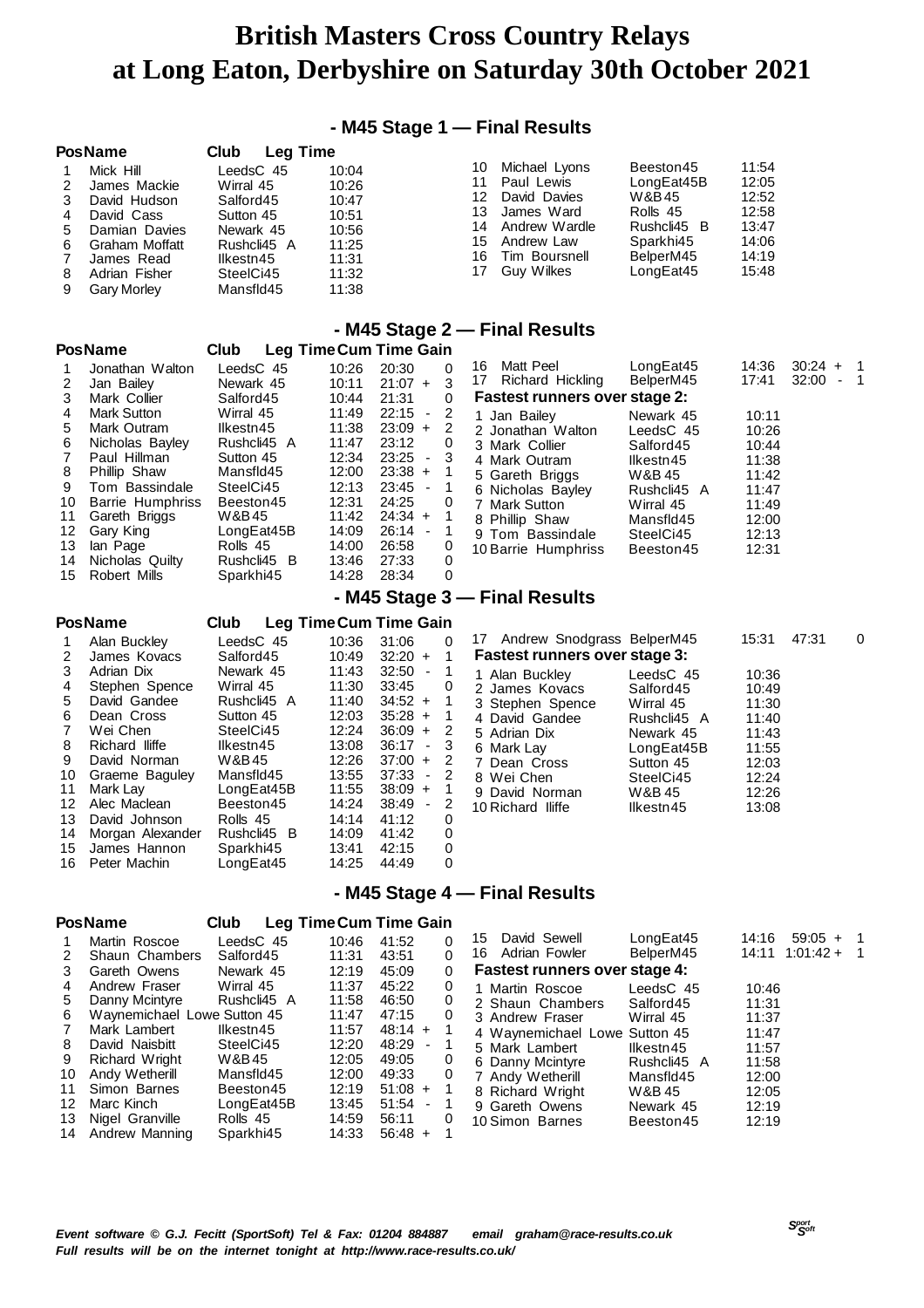# British Masters Cross Country Relays at Long Eaton, Derbyshire on Saturday 30th October 2021

## - M45 Stage 1 — Final Results

| Pos | Name | Club | Leg Time |
|---|---|---|---|
| 1 | Mick Hill | LeedsC 45 | 10:04 |
| 2 | James Mackie | Wirral 45 | 10:26 |
| 3 | David Hudson | Salford45 | 10:47 |
| 4 | David Cass | Sutton 45 | 10:51 |
| 5 | Damian Davies | Newark 45 | 10:56 |
| 6 | Graham Moffatt | Rushcli45 A | 11:25 |
| 7 | James Read | Ilkestn45 | 11:31 |
| 8 | Adrian Fisher | SteelCi45 | 11:32 |
| 9 | Gary Morley | Mansfld45 | 11:38 |
| 10 | Michael Lyons | Beeston45 | 11:54 |
| 11 | Paul Lewis | LongEat45B | 12:05 |
| 12 | David Davies | W&B45 | 12:52 |
| 13 | James Ward | Rolls 45 | 12:58 |
| 14 | Andrew Wardle | Rushcli45 B | 13:47 |
| 15 | Andrew Law | Sparkhi45 | 14:06 |
| 16 | Tim Boursnell | BelperM45 | 14:19 |
| 17 | Guy Wilkes | LongEat45 | 15:48 |

## - M45 Stage 2 — Final Results

| Pos | Name | Club | Leg Time | Cum Time | Gain |
|---|---|---|---|---|---|
| 1 | Jonathan Walton | LeedsC 45 | 10:26 | 20:30 | 0 |
| 2 | Jan Bailey | Newark 45 | 10:11 | 21:07 + | 3 |
| 3 | Mark Collier | Salford45 | 10:44 | 21:31 | 0 |
| 4 | Mark Sutton | Wirral 45 | 11:49 | 22:15 - | 2 |
| 5 | Mark Outram | Ilkestn45 | 11:38 | 23:09 + | 2 |
| 6 | Nicholas Bayley | Rushcli45 A | 11:47 | 23:12 | 0 |
| 7 | Paul Hillman | Sutton 45 | 12:34 | 23:25 - | 3 |
| 8 | Phillip Shaw | Mansfld45 | 12:00 | 23:38 + | 1 |
| 9 | Tom Bassindale | SteelCi45 | 12:13 | 23:45 - | 1 |
| 10 | Barrie Humphriss | Beeston45 | 12:31 | 24:25 | 0 |
| 11 | Gareth Briggs | W&B45 | 11:42 | 24:34 + | 1 |
| 12 | Gary King | LongEat45B | 14:09 | 26:14 - | 1 |
| 13 | Ian Page | Rolls 45 | 14:00 | 26:58 | 0 |
| 14 | Nicholas Quilty | Rushcli45 B | 13:46 | 27:33 | 0 |
| 15 | Robert Mills | Sparkhi45 | 14:28 | 28:34 | 0 |
| 16 | Matt Peel | LongEat45 | 14:36 | 30:24 + | 1 |
| 17 | Richard Hickling | BelperM45 | 17:41 | 32:00 - | 1 |

**Fastest runners over stage 2:**

| | Name | Club | Time |
|---|---|---|---|
| 1 | Jan Bailey | Newark 45 | 10:11 |
| 2 | Jonathan Walton | LeedsC 45 | 10:26 |
| 3 | Mark Collier | Salford45 | 10:44 |
| 4 | Mark Outram | Ilkestn45 | 11:38 |
| 5 | Gareth Briggs | W&B 45 | 11:42 |
| 6 | Nicholas Bayley | Rushcli45 A | 11:47 |
| 7 | Mark Sutton | Wirral 45 | 11:49 |
| 8 | Phillip Shaw | Mansfld45 | 12:00 |
| 9 | Tom Bassindale | SteelCi45 | 12:13 |
| 10 | Barrie Humphriss | Beeston45 | 12:31 |

## - M45 Stage 3 — Final Results

| Pos | Name | Club | Leg Time | Cum Time | Gain |
|---|---|---|---|---|---|
| 1 | Alan Buckley | LeedsC 45 | 10:36 | 31:06 | 0 |
| 2 | James Kovacs | Salford45 | 10:49 | 32:20 + | 1 |
| 3 | Adrian Dix | Newark 45 | 11:43 | 32:50 - | 1 |
| 4 | Stephen Spence | Wirral 45 | 11:30 | 33:45 | 0 |
| 5 | David Gandee | Rushcli45 A | 11:40 | 34:52 + | 1 |
| 6 | Dean Cross | Sutton 45 | 12:03 | 35:28 + | 1 |
| 7 | Wei Chen | SteelCi45 | 12:24 | 36:09 + | 2 |
| 8 | Richard Iliffe | Ilkestn45 | 13:08 | 36:17 - | 3 |
| 9 | David Norman | W&B45 | 12:26 | 37:00 + | 2 |
| 10 | Graeme Baguley | Mansfld45 | 13:55 | 37:33 - | 2 |
| 11 | Mark Lay | LongEat45B | 11:55 | 38:09 + | 1 |
| 12 | Alec Maclean | Beeston45 | 14:24 | 38:49 - | 2 |
| 13 | David Johnson | Rolls 45 | 14:14 | 41:12 | 0 |
| 14 | Morgan Alexander | Rushcli45 B | 14:09 | 41:42 | 0 |
| 15 | James Hannon | Sparkhi45 | 13:41 | 42:15 | 0 |
| 16 | Peter Machin | LongEat45 | 14:25 | 44:49 | 0 |
| 17 | Andrew Snodgrass | BelperM45 | 15:31 | 47:31 | 0 |

**Fastest runners over stage 3:**

| | Name | Club | Time |
|---|---|---|---|
| 1 | Alan Buckley | LeedsC 45 | 10:36 |
| 2 | James Kovacs | Salford45 | 10:49 |
| 3 | Stephen Spence | Wirral 45 | 11:30 |
| 4 | David Gandee | Rushcli45 A | 11:40 |
| 5 | Adrian Dix | Newark 45 | 11:43 |
| 6 | Mark Lay | LongEat45B | 11:55 |
| 7 | Dean Cross | Sutton 45 | 12:03 |
| 8 | Wei Chen | SteelCi45 | 12:24 |
| 9 | David Norman | W&B 45 | 12:26 |
| 10 | Richard Iliffe | Ilkestn45 | 13:08 |

## - M45 Stage 4 — Final Results

| Pos | Name | Club | Leg Time | Cum Time | Gain |
|---|---|---|---|---|---|
| 1 | Martin Roscoe | LeedsC 45 | 10:46 | 41:52 | 0 |
| 2 | Shaun Chambers | Salford45 | 11:31 | 43:51 | 0 |
| 3 | Gareth Owens | Newark 45 | 12:19 | 45:09 | 0 |
| 4 | Andrew Fraser | Wirral 45 | 11:37 | 45:22 | 0 |
| 5 | Danny Mcintyre | Rushcli45 A | 11:58 | 46:50 | 0 |
| 6 | Waynemichael Lowe | Sutton 45 | 11:47 | 47:15 | 0 |
| 7 | Mark Lambert | Ilkestn45 | 11:57 | 48:14 + | 1 |
| 8 | David Naisbitt | SteelCi45 | 12:20 | 48:29 - | 1 |
| 9 | Richard Wright | W&B45 | 12:05 | 49:05 | 0 |
| 10 | Andy Wetherill | Mansfld45 | 12:00 | 49:33 | 0 |
| 11 | Simon Barnes | Beeston45 | 12:19 | 51:08 + | 1 |
| 12 | Marc Kinch | LongEat45B | 13:45 | 51:54 - | 1 |
| 13 | Nigel Granville | Rolls 45 | 14:59 | 56:11 | 0 |
| 14 | Andrew Manning | Sparkhi45 | 14:33 | 56:48 + | 1 |
| 15 | David Sewell | LongEat45 | 14:16 | 59:05 + | 1 |
| 16 | Adrian Fowler | BelperM45 | 14:11 | 1:01:42 + | 1 |

**Fastest runners over stage 4:**

| | Name | Club | Time |
|---|---|---|---|
| 1 | Martin Roscoe | LeedsC 45 | 10:46 |
| 2 | Shaun Chambers | Salford45 | 11:31 |
| 3 | Andrew Fraser | Wirral 45 | 11:37 |
| 4 | Waynemichael Lowe | Sutton 45 | 11:47 |
| 5 | Mark Lambert | Ilkestn45 | 11:57 |
| 6 | Danny Mcintyre | Rushcli45 A | 11:58 |
| 7 | Andy Wetherill | Mansfld45 | 12:00 |
| 8 | Richard Wright | W&B 45 | 12:05 |
| 9 | Gareth Owens | Newark 45 | 12:19 |
| 10 | Simon Barnes | Beeston45 | 12:19 |

*Event software © G.J. Fecitt (SportSoft) Tel & Fax: 01204 884887 email graham@race-results.co.uk*
*Full results will be on the internet tonight at http://www.race-results.co.uk/*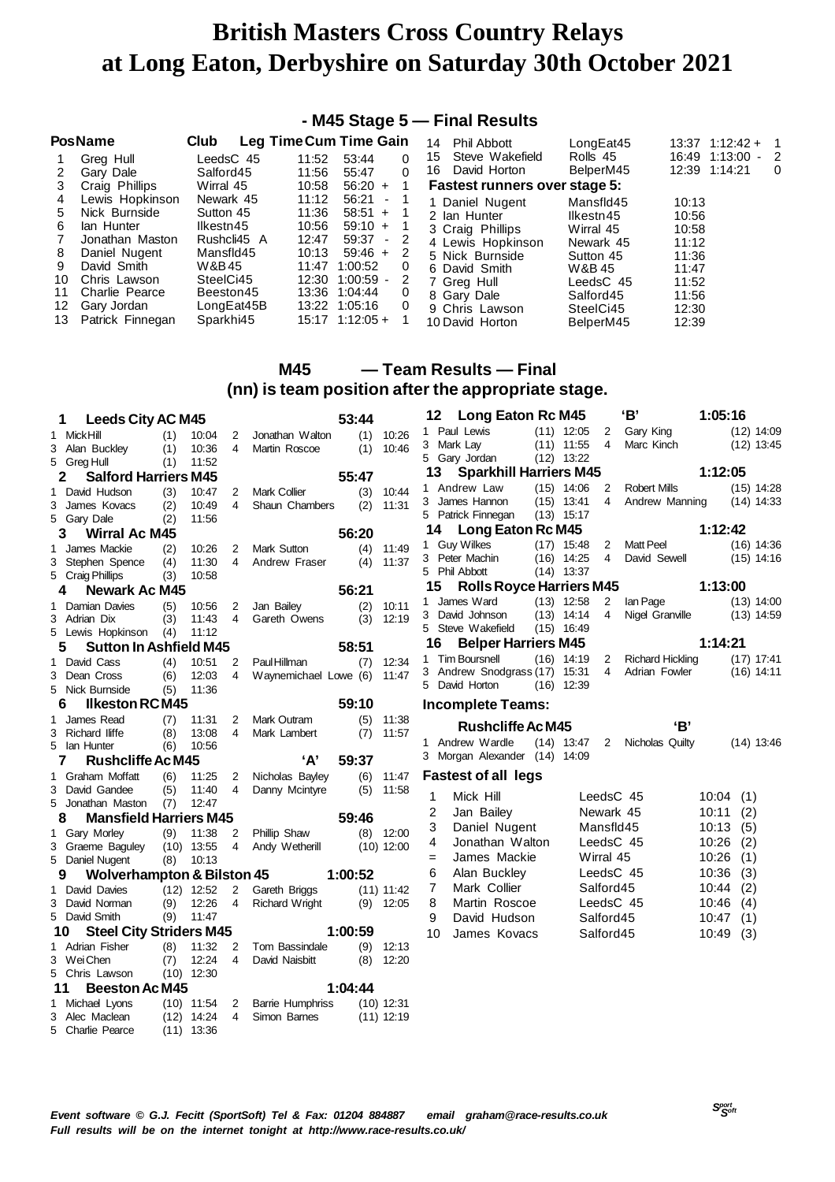# British Masters Cross Country Relays at Long Eaton, Derbyshire on Saturday 30th October 2021

## - M45 Stage 5 — Final Results

| Pos | Name | Club | Leg Time | Cum Time | Gain |
|---|---|---|---|---|---|
| 1 | Greg Hull | LeedsC 45 | 11:52 | 53:44 | 0 |
| 2 | Gary Dale | Salford45 | 11:56 | 55:47 | 0 |
| 3 | Craig Phillips | Wirral 45 | 10:58 | 56:20 + | 1 |
| 4 | Lewis Hopkinson | Newark 45 | 11:12 | 56:21 - | 1 |
| 5 | Nick Burnside | Sutton 45 | 11:36 | 58:51 + | 1 |
| 6 | Ian Hunter | Ilkestn45 | 10:56 | 59:10 + | 1 |
| 7 | Jonathan Maston | Rushcli45 A | 12:47 | 59:37 - | 2 |
| 8 | Daniel Nugent | Mansfld45 | 10:13 | 59:46 + | 2 |
| 9 | David Smith | W&B45 | 11:47 | 1:00:52 | 0 |
| 10 | Chris Lawson | SteelCi45 | 12:30 | 1:00:59 - | 2 |
| 11 | Charlie Pearce | Beeston45 | 13:36 | 1:04:44 | 0 |
| 12 | Gary Jordan | LongEat45B | 13:22 | 1:05:16 | 0 |
| 13 | Patrick Finnegan | Sparkhi45 | 15:17 | 1:12:05 + | 1 |
| 14 | Phil Abbott | LongEat45 | 13:37 | 1:12:42 + | 1 |
| 15 | Steve Wakefield | Rolls 45 | 16:49 | 1:13:00 - | 2 |
| 16 | David Horton | BelperM45 | 12:39 | 1:14:21 | 0 |

### Fastest runners over stage 5:

| | Name | Club | Time |
|---|---|---|---|
| 1 | Daniel Nugent | Mansfld45 | 10:13 |
| 2 | Ian Hunter | Ilkestn45 | 10:56 |
| 3 | Craig Phillips | Wirral 45 | 10:58 |
| 4 | Lewis Hopkinson | Newark 45 | 11:12 |
| 5 | Nick Burnside | Sutton 45 | 11:36 |
| 6 | David Smith | W&B 45 | 11:47 |
| 7 | Greg Hull | LeedsC 45 | 11:52 |
| 8 | Gary Dale | Salford45 | 11:56 |
| 9 | Chris Lawson | SteelCi45 | 12:30 |
| 10 | David Horton | BelperM45 | 12:39 |

## M45 — Team Results — Final
### (nn) is team position after the appropriate stage.

**1 Leeds City AC M45 — 53:44**
1 Mick Hill (1) 10:04 — 2 Jonathan Walton (1) 10:26
3 Alan Buckley (1) 10:36 — 4 Martin Roscoe (1) 10:46
5 Greg Hull (1) 11:52

**2 Salford Harriers M45 — 55:47**
1 David Hudson (3) 10:47 — 2 Mark Collier (3) 10:44
3 James Kovacs (2) 10:49 — 4 Shaun Chambers (2) 11:31
5 Gary Dale (2) 11:56

**3 Wirral Ac M45 — 56:20**
1 James Mackie (2) 10:26 — 2 Mark Sutton (4) 11:49
3 Stephen Spence (4) 11:30 — 4 Andrew Fraser (4) 11:37
5 Craig Phillips (3) 10:58

**4 Newark Ac M45 — 56:21**
1 Damian Davies (5) 10:56 — 2 Jan Bailey (2) 10:11
3 Adrian Dix (3) 11:43 — 4 Gareth Owens (3) 12:19
5 Lewis Hopkinson (4) 11:12

**5 Sutton In Ashfield M45 — 58:51**
1 David Cass (4) 10:51 — 2 Paul Hillman (7) 12:34
3 Dean Cross (6) 12:03 — 4 Waynemichael Lowe (6) 11:47
5 Nick Burnside (5) 11:36

**6 Ilkeston RC M45 — 59:10**
1 James Read (7) 11:31 — 2 Mark Outram (5) 11:38
3 Richard Iliffe (8) 13:08 — 4 Mark Lambert (7) 11:57
5 Ian Hunter (6) 10:56

**7 Rushcliffe Ac M45 'A' — 59:37**
1 Graham Moffatt (6) 11:25 — 2 Nicholas Bayley (6) 11:47
3 David Gandee (5) 11:40 — 4 Danny Mcintyre (5) 11:58
5 Jonathan Maston (7) 12:47

**8 Mansfield Harriers M45 — 59:46**
1 Gary Morley (9) 11:38 — 2 Phillip Shaw (8) 12:00
3 Graeme Baguley (10) 13:55 — 4 Andy Wetherill (10) 12:00
5 Daniel Nugent (8) 10:13

**9 Wolverhampton & Bilston 45 — 1:00:52**
1 David Davies (12) 12:52 — 2 Gareth Briggs (11) 11:42
3 David Norman (9) 12:26 — 4 Richard Wright (9) 12:05
5 David Smith (9) 11:47

**10 Steel City Striders M45 — 1:00:59**
1 Adrian Fisher (8) 11:32 — 2 Tom Bassindale (9) 12:13
3 Wei Chen (7) 12:24 — 4 David Naisbitt (8) 12:20
5 Chris Lawson (10) 12:30

**11 Beeston Ac M45 — 1:04:44**
1 Michael Lyons (10) 11:54 — 2 Barrie Humphriss (10) 12:31
3 Alec Maclean (12) 14:24 — 4 Simon Barnes (11) 12:19
5 Charlie Pearce (11) 13:36

**12 Long Eaton Rc M45 'B' — 1:05:16**
1 Paul Lewis (11) 12:05 — 2 Gary King (12) 14:09
3 Mark Lay (11) 11:55 — 4 Marc Kinch (12) 13:45
5 Gary Jordan (12) 13:22

**13 Sparkhill Harriers M45 — 1:12:05**
1 Andrew Law (15) 14:06 — 2 Robert Mills (15) 14:28
3 James Hannon (15) 13:41 — 4 Andrew Manning (14) 14:33
5 Patrick Finnegan (13) 15:17

**14 Long Eaton Rc M45 — 1:12:42**
1 Guy Wilkes (17) 15:48 — 2 Matt Peel (16) 14:36
3 Peter Machin (16) 14:25 — 4 David Sewell (15) 14:16
5 Phil Abbott (14) 13:37

**15 Rolls Royce Harriers M45 — 1:13:00**
1 James Ward (13) 12:58 — 2 Ian Page (13) 14:00
3 David Johnson (13) 14:14 — 4 Nigel Granville (13) 14:59
5 Steve Wakefield (15) 16:49

**16 Belper Harriers M45 — 1:14:21**
1 Tim Boursnell (16) 14:19 — 2 Richard Hickling (17) 17:41
3 Andrew Snodgrass (17) 15:31 — 4 Adrian Fowler (16) 14:11
5 David Horton (16) 12:39

### Incomplete Teams:

**Rushcliffe Ac M45 'B'**
1 Andrew Wardle (14) 13:47 — 2 Nicholas Quilty (14) 13:46
3 Morgan Alexander (14) 14:09

### Fastest of all legs

| | Name | Club | Time | Leg |
|---|---|---|---|---|
| 1 | Mick Hill | LeedsC 45 | 10:04 | (1) |
| 2 | Jan Bailey | Newark 45 | 10:11 | (2) |
| 3 | Daniel Nugent | Mansfld45 | 10:13 | (5) |
| 4 | Jonathan Walton | LeedsC 45 | 10:26 | (2) |
| = | James Mackie | Wirral 45 | 10:26 | (1) |
| 6 | Alan Buckley | LeedsC 45 | 10:36 | (3) |
| 7 | Mark Collier | Salford45 | 10:44 | (2) |
| 8 | Martin Roscoe | LeedsC 45 | 10:46 | (4) |
| 9 | David Hudson | Salford45 | 10:47 | (1) |
| 10 | James Kovacs | Salford45 | 10:49 | (3) |

*Event software © G.J. Fecitt (SportSoft) Tel & Fax: 01204 884887 email graham@race-results.co.uk*
*Full results will be on the internet tonight at http://www.race-results.co.uk/*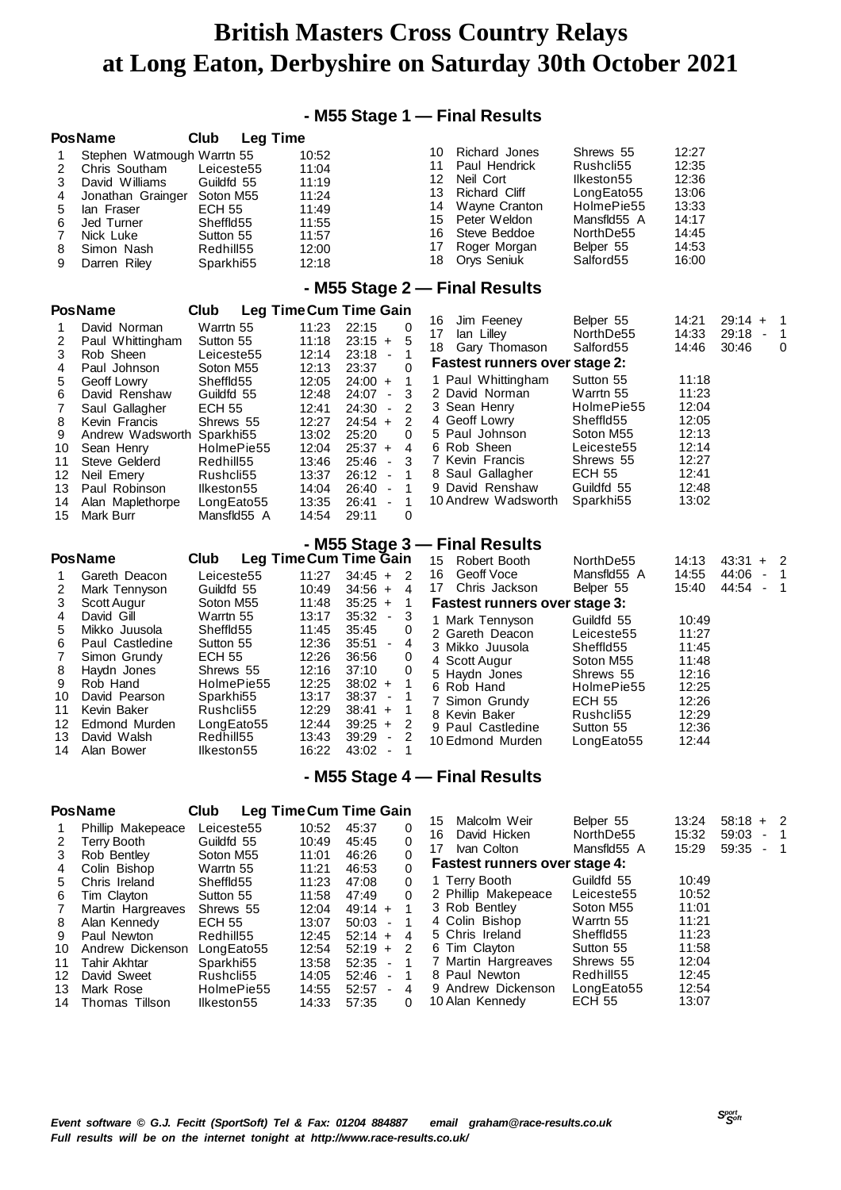# British Masters Cross Country Relays at Long Eaton, Derbyshire on Saturday 30th October 2021

## - M55 Stage 1 — Final Results

| Pos | Name | Club | Leg Time |
|---|---|---|---|
| 1 | Stephen Watmough | Warrtn 55 | 10:52 |
| 2 | Chris Southam | Leiceste55 | 11:04 |
| 3 | David Williams | Guildfd 55 | 11:19 |
| 4 | Jonathan Grainger | Soton M55 | 11:24 |
| 5 | Ian Fraser | ECH 55 | 11:49 |
| 6 | Jed Turner | Sheffld55 | 11:55 |
| 7 | Nick Luke | Sutton 55 | 11:57 |
| 8 | Simon Nash | Redhill55 | 12:00 |
| 9 | Darren Riley | Sparkhi55 | 12:18 |
| 10 | Richard Jones | Shrews 55 | 12:27 |
| 11 | Paul Hendrick | Rushcli55 | 12:35 |
| 12 | Neil Cort | Ilkeston55 | 12:36 |
| 13 | Richard Cliff | LongEato55 | 13:06 |
| 14 | Wayne Cranton | HolmePie55 | 13:33 |
| 15 | Peter Weldon | Mansfld55 A | 14:17 |
| 16 | Steve Beddoe | NorthDe55 | 14:45 |
| 17 | Roger Morgan | Belper 55 | 14:53 |
| 18 | Orys Seniuk | Salford55 | 16:00 |

## - M55 Stage 2 — Final Results

| Pos | Name | Club | Leg Time | Cum Time | Gain |
|---|---|---|---|---|---|
| 1 | David Norman | Warrtn 55 | 11:23 | 22:15 | 0 |
| 2 | Paul Whittingham | Sutton 55 | 11:18 | 23:15 + | 5 |
| 3 | Rob Sheen | Leiceste55 | 12:14 | 23:18 - | 1 |
| 4 | Paul Johnson | Soton M55 | 12:13 | 23:37 | 0 |
| 5 | Geoff Lowry | Sheffld55 | 12:05 | 24:00 + | 1 |
| 6 | David Renshaw | Guildfd 55 | 12:48 | 24:07 - | 3 |
| 7 | Saul Gallagher | ECH 55 | 12:41 | 24:30 - | 2 |
| 8 | Kevin Francis | Shrews 55 | 12:27 | 24:54 + | 2 |
| 9 | Andrew Wadsworth | Sparkhi55 | 13:02 | 25:20 | 0 |
| 10 | Sean Henry | HolmePie55 | 12:04 | 25:37 + | 4 |
| 11 | Steve Gelderd | Redhill55 | 13:46 | 25:46 - | 3 |
| 12 | Neil Emery | Rushcli55 | 13:37 | 26:12 - | 1 |
| 13 | Paul Robinson | Ilkeston55 | 14:04 | 26:40 - | 1 |
| 14 | Alan Maplethorpe | LongEato55 | 13:35 | 26:41 - | 1 |
| 15 | Mark Burr | Mansfld55 A | 14:54 | 29:11 | 0 |
| 16 | Jim Feeney | Belper 55 | 14:21 | 29:14 + | 1 |
| 17 | Ian Lilley | NorthDe55 | 14:33 | 29:18 - | 1 |
| 18 | Gary Thomason | Salford55 | 14:46 | 30:46 | 0 |

**Fastest runners over stage 2:**

| | Name | Club | Time |
|---|---|---|---|
| 1 | Paul Whittingham | Sutton 55 | 11:18 |
| 2 | David Norman | Warrtn 55 | 11:23 |
| 3 | Sean Henry | HolmePie55 | 12:04 |
| 4 | Geoff Lowry | Sheffld55 | 12:05 |
| 5 | Paul Johnson | Soton M55 | 12:13 |
| 6 | Rob Sheen | Leiceste55 | 12:14 |
| 7 | Kevin Francis | Shrews 55 | 12:27 |
| 8 | Saul Gallagher | ECH 55 | 12:41 |
| 9 | David Renshaw | Guildfd 55 | 12:48 |
| 10 | Andrew Wadsworth | Sparkhi55 | 13:02 |

## - M55 Stage 3 — Final Results

| Pos | Name | Club | Leg Time | Cum Time | Gain |
|---|---|---|---|---|---|
| 1 | Gareth Deacon | Leiceste55 | 11:27 | 34:45 + | 2 |
| 2 | Mark Tennyson | Guildfd 55 | 10:49 | 34:56 + | 4 |
| 3 | Scott Augur | Soton M55 | 11:48 | 35:25 + | 1 |
| 4 | David Gill | Warrtn 55 | 13:17 | 35:32 - | 3 |
| 5 | Mikko Juusola | Sheffld55 | 11:45 | 35:45 | 0 |
| 6 | Paul Castledine | Sutton 55 | 12:36 | 35:51 - | 4 |
| 7 | Simon Grundy | ECH 55 | 12:26 | 36:56 | 0 |
| 8 | Haydn Jones | Shrews 55 | 12:16 | 37:10 | 0 |
| 9 | Rob Hand | HolmePie55 | 12:25 | 38:02 + | 1 |
| 10 | David Pearson | Sparkhi55 | 13:17 | 38:37 - | 1 |
| 11 | Kevin Baker | Rushcli55 | 12:29 | 38:41 + | 1 |
| 12 | Edmond Murden | LongEato55 | 12:44 | 39:25 + | 2 |
| 13 | David Walsh | Redhill55 | 13:43 | 39:29 - | 2 |
| 14 | Alan Bower | Ilkeston55 | 16:22 | 43:02 - | 1 |
| 15 | Robert Booth | NorthDe55 | 14:13 | 43:31 + | 2 |
| 16 | Geoff Voce | Mansfld55 A | 14:55 | 44:06 - | 1 |
| 17 | Chris Jackson | Belper 55 | 15:40 | 44:54 - | 1 |

**Fastest runners over stage 3:**

| | Name | Club | Time |
|---|---|---|---|
| 1 | Mark Tennyson | Guildfd 55 | 10:49 |
| 2 | Gareth Deacon | Leiceste55 | 11:27 |
| 3 | Mikko Juusola | Sheffld55 | 11:45 |
| 4 | Scott Augur | Soton M55 | 11:48 |
| 5 | Haydn Jones | Shrews 55 | 12:16 |
| 6 | Rob Hand | HolmePie55 | 12:25 |
| 7 | Simon Grundy | ECH 55 | 12:26 |
| 8 | Kevin Baker | Rushcli55 | 12:29 |
| 9 | Paul Castledine | Sutton 55 | 12:36 |
| 10 | Edmond Murden | LongEato55 | 12:44 |

## - M55 Stage 4 — Final Results

| Pos | Name | Club | Leg Time | Cum Time | Gain |
|---|---|---|---|---|---|
| 1 | Phillip Makepeace | Leiceste55 | 10:52 | 45:37 | 0 |
| 2 | Terry Booth | Guildfd 55 | 10:49 | 45:45 | 0 |
| 3 | Rob Bentley | Soton M55 | 11:01 | 46:26 | 0 |
| 4 | Colin Bishop | Warrtn 55 | 11:21 | 46:53 | 0 |
| 5 | Chris Ireland | Sheffld55 | 11:23 | 47:08 | 0 |
| 6 | Tim Clayton | Sutton 55 | 11:58 | 47:49 | 0 |
| 7 | Martin Hargreaves | Shrews 55 | 12:04 | 49:14 + | 1 |
| 8 | Alan Kennedy | ECH 55 | 13:07 | 50:03 - | 1 |
| 9 | Paul Newton | Redhill55 | 12:45 | 52:14 + | 4 |
| 10 | Andrew Dickenson | LongEato55 | 12:54 | 52:19 + | 2 |
| 11 | Tahir Akhtar | Sparkhi55 | 13:58 | 52:35 - | 1 |
| 12 | David Sweet | Rushcli55 | 14:05 | 52:46 - | 1 |
| 13 | Mark Rose | HolmePie55 | 14:55 | 52:57 - | 4 |
| 14 | Thomas Tillson | Ilkeston55 | 14:33 | 57:35 | 0 |
| 15 | Malcolm Weir | Belper 55 | 13:24 | 58:18 + | 2 |
| 16 | David Hicken | NorthDe55 | 15:32 | 59:03 - | 1 |
| 17 | Ivan Colton | Mansfld55 A | 15:29 | 59:35 - | 1 |

**Fastest runners over stage 4:**

| | Name | Club | Time |
|---|---|---|---|
| 1 | Terry Booth | Guildfd 55 | 10:49 |
| 2 | Phillip Makepeace | Leiceste55 | 10:52 |
| 3 | Rob Bentley | Soton M55 | 11:01 |
| 4 | Colin Bishop | Warrtn 55 | 11:21 |
| 5 | Chris Ireland | Sheffld55 | 11:23 |
| 6 | Tim Clayton | Sutton 55 | 11:58 |
| 7 | Martin Hargreaves | Shrews 55 | 12:04 |
| 8 | Paul Newton | Redhill55 | 12:45 |
| 9 | Andrew Dickenson | LongEato55 | 12:54 |
| 10 | Alan Kennedy | ECH 55 | 13:07 |

*Event software © G.J. Fecitt (SportSoft) Tel & Fax: 01204 884887 email graham@race-results.co.uk*
*Full results will be on the internet tonight at http://www.race-results.co.uk/*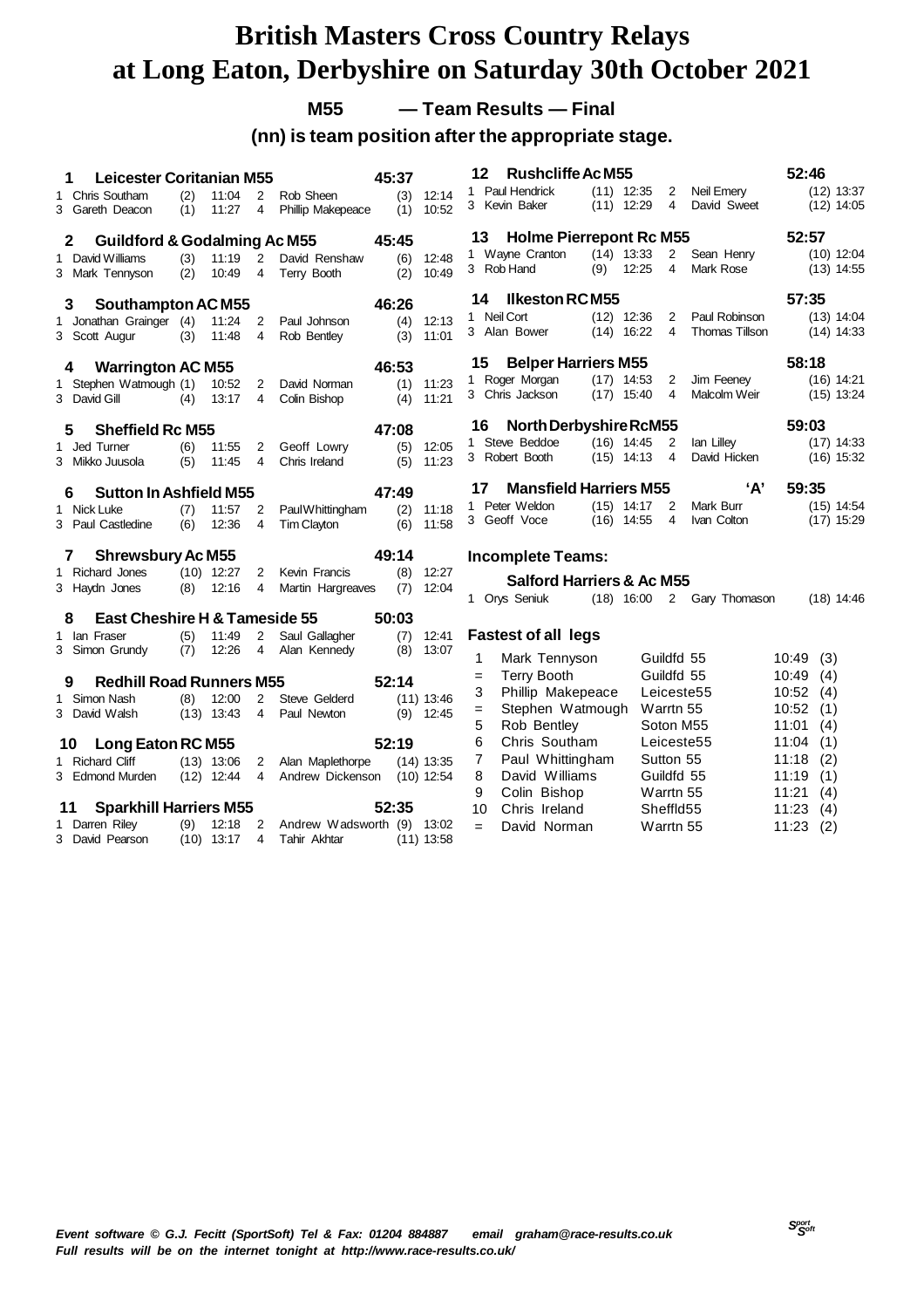# British Masters Cross Country Relays at Long Eaton, Derbyshire on Saturday 30th October 2021

## M55 — Team Results — Final

**(nn) is team position after the appropriate stage.**

### 1 Leicester Coritanian M55 — 45:37

| Leg | Runner | Pos | Time | Leg | Runner | Pos | Time |
|---|---|---|---|---|---|---|---|
| 1 | Chris Southam | (2) | 11:04 | 2 | Rob Sheen | (3) | 12:14 |
| 3 | Gareth Deacon | (1) | 11:27 | 4 | Phillip Makepeace | (1) | 10:52 |

### 2 Guildford & Godalming Ac M55 — 45:45

| Leg | Runner | Pos | Time | Leg | Runner | Pos | Time |
|---|---|---|---|---|---|---|---|
| 1 | David Williams | (3) | 11:19 | 2 | David Renshaw | (6) | 12:48 |
| 3 | Mark Tennyson | (2) | 10:49 | 4 | Terry Booth | (2) | 10:49 |

### 3 Southampton AC M55 — 46:26

| Leg | Runner | Pos | Time | Leg | Runner | Pos | Time |
|---|---|---|---|---|---|---|---|
| 1 | Jonathan Grainger | (4) | 11:24 | 2 | Paul Johnson | (4) | 12:13 |
| 3 | Scott Augur | (3) | 11:48 | 4 | Rob Bentley | (3) | 11:01 |

### 4 Warrington AC M55 — 46:53

| Leg | Runner | Pos | Time | Leg | Runner | Pos | Time |
|---|---|---|---|---|---|---|---|
| 1 | Stephen Watmough | (1) | 10:52 | 2 | David Norman | (1) | 11:23 |
| 3 | David Gill | (4) | 13:17 | 4 | Colin Bishop | (4) | 11:21 |

### 5 Sheffield Rc M55 — 47:08

| Leg | Runner | Pos | Time | Leg | Runner | Pos | Time |
|---|---|---|---|---|---|---|---|
| 1 | Jed Turner | (6) | 11:55 | 2 | Geoff Lowry | (5) | 12:05 |
| 3 | Mikko Juusola | (5) | 11:45 | 4 | Chris Ireland | (5) | 11:23 |

### 6 Sutton In Ashfield M55 — 47:49

| Leg | Runner | Pos | Time | Leg | Runner | Pos | Time |
|---|---|---|---|---|---|---|---|
| 1 | Nick Luke | (7) | 11:57 | 2 | PaulWhittingham | (2) | 11:18 |
| 3 | Paul Castledine | (6) | 12:36 | 4 | Tim Clayton | (6) | 11:58 |

### 7 Shrewsbury Ac M55 — 49:14

| Leg | Runner | Pos | Time | Leg | Runner | Pos | Time |
|---|---|---|---|---|---|---|---|
| 1 | Richard Jones | (10) | 12:27 | 2 | Kevin Francis | (8) | 12:27 |
| 3 | Haydn Jones | (8) | 12:16 | 4 | Martin Hargreaves | (7) | 12:04 |

### 8 East Cheshire H & Tameside 55 — 50:03

| Leg | Runner | Pos | Time | Leg | Runner | Pos | Time |
|---|---|---|---|---|---|---|---|
| 1 | Ian Fraser | (5) | 11:49 | 2 | Saul Gallagher | (7) | 12:41 |
| 3 | Simon Grundy | (7) | 12:26 | 4 | Alan Kennedy | (8) | 13:07 |

### 9 Redhill Road Runners M55 — 52:14

| Leg | Runner | Pos | Time | Leg | Runner | Pos | Time |
|---|---|---|---|---|---|---|---|
| 1 | Simon Nash | (8) | 12:00 | 2 | Steve Gelderd | (11) | 13:46 |
| 3 | David Walsh | (13) | 13:43 | 4 | Paul Newton | (9) | 12:45 |

### 10 Long Eaton RC M55 — 52:19

| Leg | Runner | Pos | Time | Leg | Runner | Pos | Time |
|---|---|---|---|---|---|---|---|
| 1 | Richard Cliff | (13) | 13:06 | 2 | Alan Maplethorpe | (14) | 13:35 |
| 3 | Edmond Murden | (12) | 12:44 | 4 | Andrew Dickenson | (10) | 12:54 |

### 11 Sparkhill Harriers M55 — 52:35

| Leg | Runner | Pos | Time | Leg | Runner | Pos | Time |
|---|---|---|---|---|---|---|---|
| 1 | Darren Riley | (9) | 12:18 | 2 | Andrew Wadsworth | (9) | 13:02 |
| 3 | David Pearson | (10) | 13:17 | 4 | Tahir Akhtar | (11) | 13:58 |

### 12 Rushcliffe Ac M55 — 52:46

| Leg | Runner | Pos | Time | Leg | Runner | Pos | Time |
|---|---|---|---|---|---|---|---|
| 1 | Paul Hendrick | (11) | 12:35 | 2 | Neil Emery | (12) | 13:37 |
| 3 | Kevin Baker | (11) | 12:29 | 4 | David Sweet | (12) | 14:05 |

### 13 Holme Pierrepont Rc M55 — 52:57

| Leg | Runner | Pos | Time | Leg | Runner | Pos | Time |
|---|---|---|---|---|---|---|---|
| 1 | Wayne Cranton | (14) | 13:33 | 2 | Sean Henry | (10) | 12:04 |
| 3 | Rob Hand | (9) | 12:25 | 4 | Mark Rose | (13) | 14:55 |

### 14 Ilkeston RC M55 — 57:35

| Leg | Runner | Pos | Time | Leg | Runner | Pos | Time |
|---|---|---|---|---|---|---|---|
| 1 | Neil Cort | (12) | 12:36 | 2 | Paul Robinson | (13) | 14:04 |
| 3 | Alan Bower | (14) | 16:22 | 4 | Thomas Tillson | (14) | 14:33 |

### 15 Belper Harriers M55 — 58:18

| Leg | Runner | Pos | Time | Leg | Runner | Pos | Time |
|---|---|---|---|---|---|---|---|
| 1 | Roger Morgan | (17) | 14:53 | 2 | Jim Feeney | (16) | 14:21 |
| 3 | Chris Jackson | (17) | 15:40 | 4 | Malcolm Weir | (15) | 13:24 |

### 16 North Derbyshire RcM55 — 59:03

| Leg | Runner | Pos | Time | Leg | Runner | Pos | Time |
|---|---|---|---|---|---|---|---|
| 1 | Steve Beddoe | (16) | 14:45 | 2 | Ian Lilley | (17) | 14:33 |
| 3 | Robert Booth | (15) | 14:13 | 4 | David Hicken | (16) | 15:32 |

### 17 Mansfield Harriers M55 'A' — 59:35

| Leg | Runner | Pos | Time | Leg | Runner | Pos | Time |
|---|---|---|---|---|---|---|---|
| 1 | Peter Weldon | (15) | 14:17 | 2 | Mark Burr | (15) | 14:54 |
| 3 | Geoff Voce | (16) | 14:55 | 4 | Ivan Colton | (17) | 15:29 |

### Incomplete Teams:

#### Salford Harriers & Ac M55

| Leg | Runner | Pos | Time | Leg | Runner | Pos | Time |
|---|---|---|---|---|---|---|---|
| 1 | Orys Seniuk | (18) | 16:00 | 2 | Gary Thomason | (18) | 14:46 |

### Fastest of all legs

| | | | | |
|---|---|---|---|---|
| 1 | Mark Tennyson | Guildfd 55 | 10:49 | (3) |
| = | Terry Booth | Guildfd 55 | 10:49 | (4) |
| 3 | Phillip Makepeace | Leiceste55 | 10:52 | (4) |
| = | Stephen Watmough | Warrtn 55 | 10:52 | (1) |
| 5 | Rob Bentley | Soton M55 | 11:01 | (4) |
| 6 | Chris Southam | Leiceste55 | 11:04 | (1) |
| 7 | Paul Whittingham | Sutton 55 | 11:18 | (2) |
| 8 | David Williams | Guildfd 55 | 11:19 | (1) |
| 9 | Colin Bishop | Warrtn 55 | 11:21 | (4) |
| 10 | Chris Ireland | Sheffld55 | 11:23 | (4) |
| = | David Norman | Warrtn 55 | 11:23 | (2) |

*Event software © G.J. Fecitt (SportSoft) Tel & Fax: 01204 884887 email graham@race-results.co.uk*
*Full results will be on the internet tonight at http://www.race-results.co.uk/*